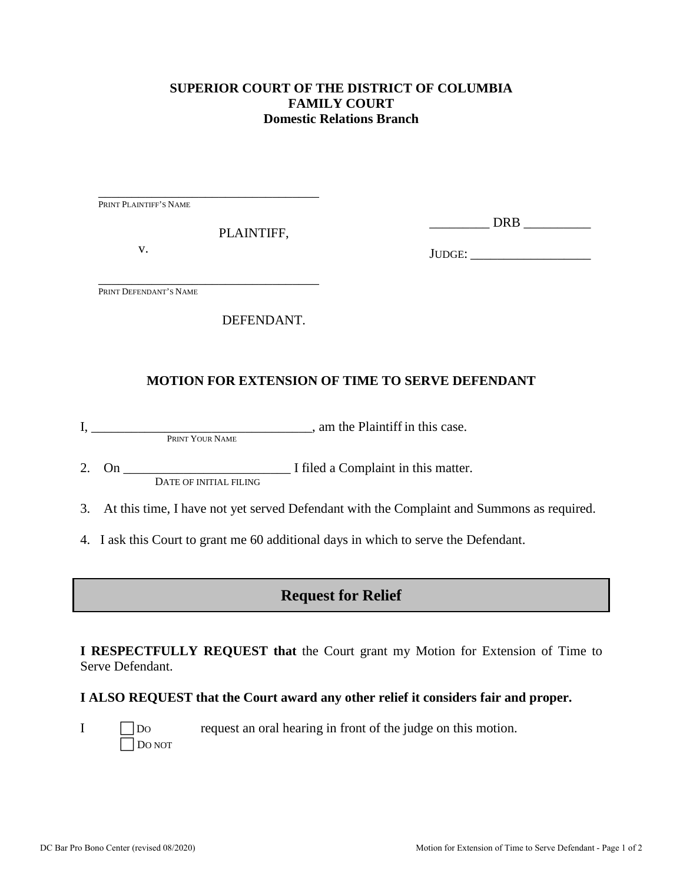**SUPERIOR COURT OF THE DISTRICT OF COLUMBIA**
**FAMILY COURT**
**Domestic Relations Branch**

____________________________________
PRINT PLAINTIFF'S NAME

PLAINTIFF,

v.

____________________________________
PRINT DEFENDANT'S NAME

DEFENDANT.

_________ DRB __________

JUDGE: ___________________

## MOTION FOR EXTENSION OF TIME TO SERVE DEFENDANT

I, _________________________________, am the Plaintiff in this case.
PRINT YOUR NAME

2. On _________________________ I filed a Complaint in this matter.
DATE OF INITIAL FILING

3. At this time, I have not yet served Defendant with the Complaint and Summons as required.

4. I ask this Court to grant me 60 additional days in which to serve the Defendant.

## Request for Relief

**I RESPECTFULLY REQUEST that** the Court grant my Motion for Extension of Time to Serve Defendant.

**I ALSO REQUEST that the Court award any other relief it considers fair and proper.**

I ☐ DO ☐ DO NOT request an oral hearing in front of the judge on this motion.

DC Bar Pro Bono Center (revised 08/2020)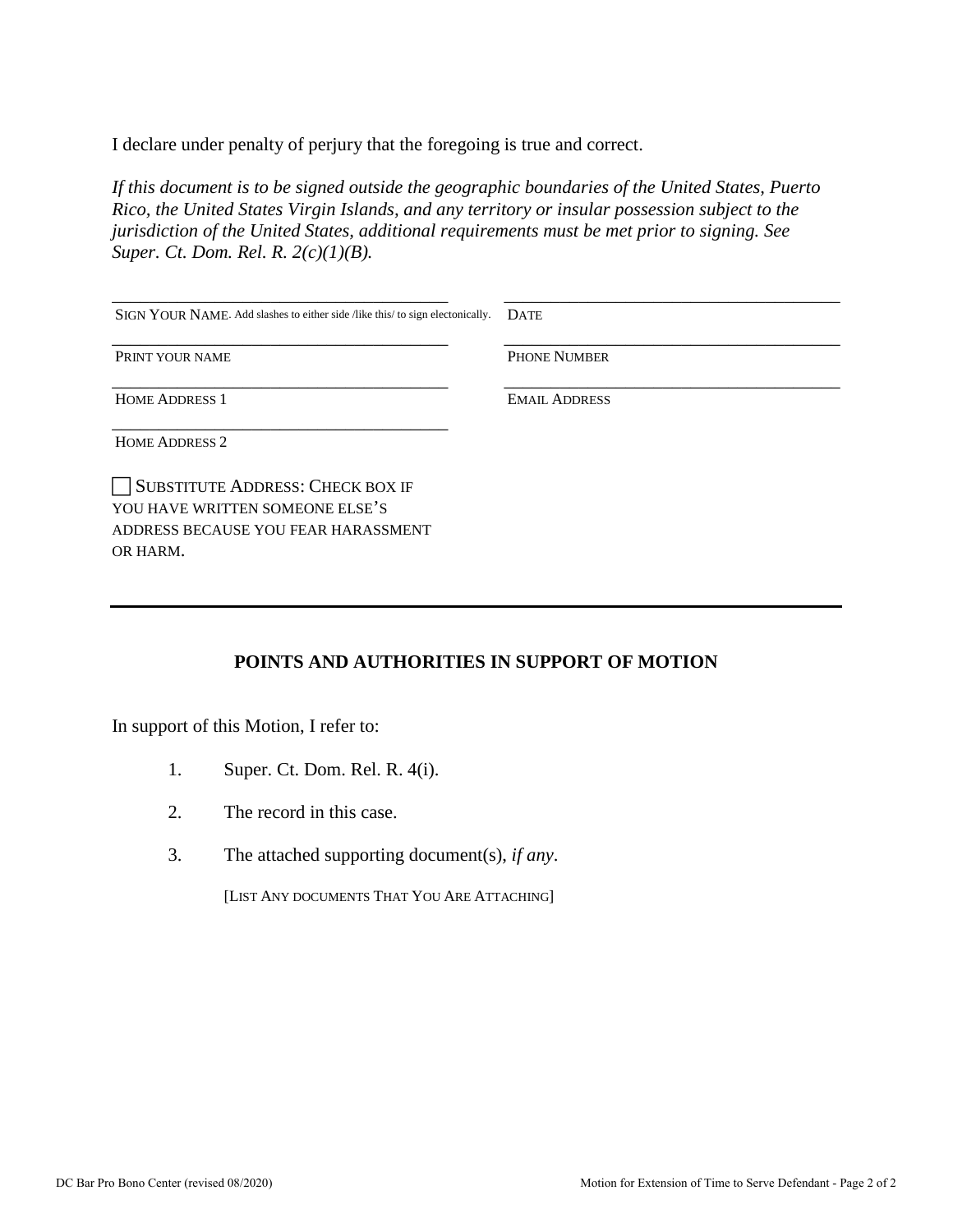I declare under penalty of perjury that the foregoing is true and correct.

*If this document is to be signed outside the geographic boundaries of the United States, Puerto Rico, the United States Virgin Islands, and any territory or insular possession subject to the jurisdiction of the United States, additional requirements must be met prior to signing. See Super. Ct. Dom. Rel. R. 2(c)(1)(B).*

| | |
|---|---|
| \_\_\_\_\_\_\_\_\_\_\_\_\_\_\_\_\_\_\_\_\_\_\_\_\_\_\_\_\_\_\_\_\_\_\_\_\_\_\_\_ | \_\_\_\_\_\_\_\_\_\_\_\_\_\_\_\_\_\_\_\_\_\_\_\_\_\_\_\_\_\_\_\_\_\_\_\_\_\_\_\_ |
| SIGN YOUR NAME. Add slashes to either side /like this/ to sign electonically. | DATE |
| \_\_\_\_\_\_\_\_\_\_\_\_\_\_\_\_\_\_\_\_\_\_\_\_\_\_\_\_\_\_\_\_\_\_\_\_\_\_\_\_ | \_\_\_\_\_\_\_\_\_\_\_\_\_\_\_\_\_\_\_\_\_\_\_\_\_\_\_\_\_\_\_\_\_\_\_\_\_\_\_\_ |
| PRINT YOUR NAME | PHONE NUMBER |
| \_\_\_\_\_\_\_\_\_\_\_\_\_\_\_\_\_\_\_\_\_\_\_\_\_\_\_\_\_\_\_\_\_\_\_\_\_\_\_\_ | \_\_\_\_\_\_\_\_\_\_\_\_\_\_\_\_\_\_\_\_\_\_\_\_\_\_\_\_\_\_\_\_\_\_\_\_\_\_\_\_ |
| HOME ADDRESS 1 | EMAIL ADDRESS |
| \_\_\_\_\_\_\_\_\_\_\_\_\_\_\_\_\_\_\_\_\_\_\_\_\_\_\_\_\_\_\_\_\_\_\_\_\_\_\_\_ | |
| HOME ADDRESS 2 | |

☐ SUBSTITUTE ADDRESS: CHECK BOX IF YOU HAVE WRITTEN SOMEONE ELSE'S ADDRESS BECAUSE YOU FEAR HARASSMENT OR HARM.

---

## POINTS AND AUTHORITIES IN SUPPORT OF MOTION

In support of this Motion, I refer to:

1. Super. Ct. Dom. Rel. R. 4(i).
2. The record in this case.
3. The attached supporting document(s), *if any*.

   [LIST ANY DOCUMENTS THAT YOU ARE ATTACHING]